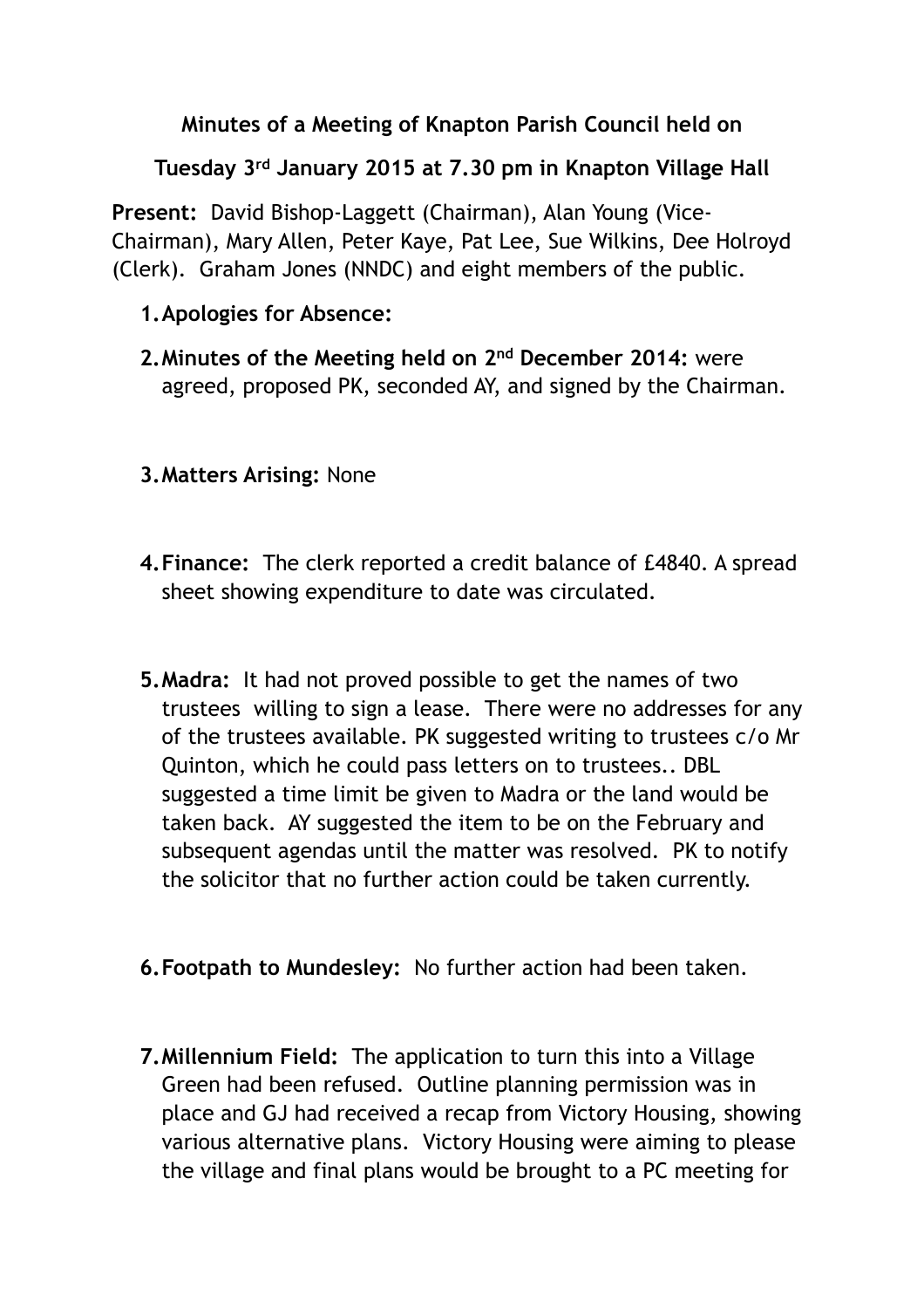**Minutes of a Meeting of Knapton Parish Council held on**

**Tuesday 3rd January 2015 at 7.30 pm in Knapton Village Hall**

**Present:** David Bishop-Laggett (Chairman), Alan Young (Vice-Chairman), Mary Allen, Peter Kaye, Pat Lee, Sue Wilkins, Dee Holroyd (Clerk). Graham Jones (NNDC) and eight members of the public.

1. **Apologies for Absence:**

2. **Minutes of the Meeting held on 2nd December 2014:** were agreed, proposed PK, seconded AY, and signed by the Chairman.

3. **Matters Arising:** None

4. **Finance:** The clerk reported a credit balance of £4840. A spread sheet showing expenditure to date was circulated.

5. **Madra:** It had not proved possible to get the names of two trustees willing to sign a lease. There were no addresses for any of the trustees available. PK suggested writing to trustees c/o Mr Quinton, which he could pass letters on to trustees.. DBL suggested a time limit be given to Madra or the land would be taken back. AY suggested the item to be on the February and subsequent agendas until the matter was resolved. PK to notify the solicitor that no further action could be taken currently.

6. **Footpath to Mundesley:** No further action had been taken.

7. **Millennium Field:** The application to turn this into a Village Green had been refused. Outline planning permission was in place and GJ had received a recap from Victory Housing, showing various alternative plans. Victory Housing were aiming to please the village and final plans would be brought to a PC meeting for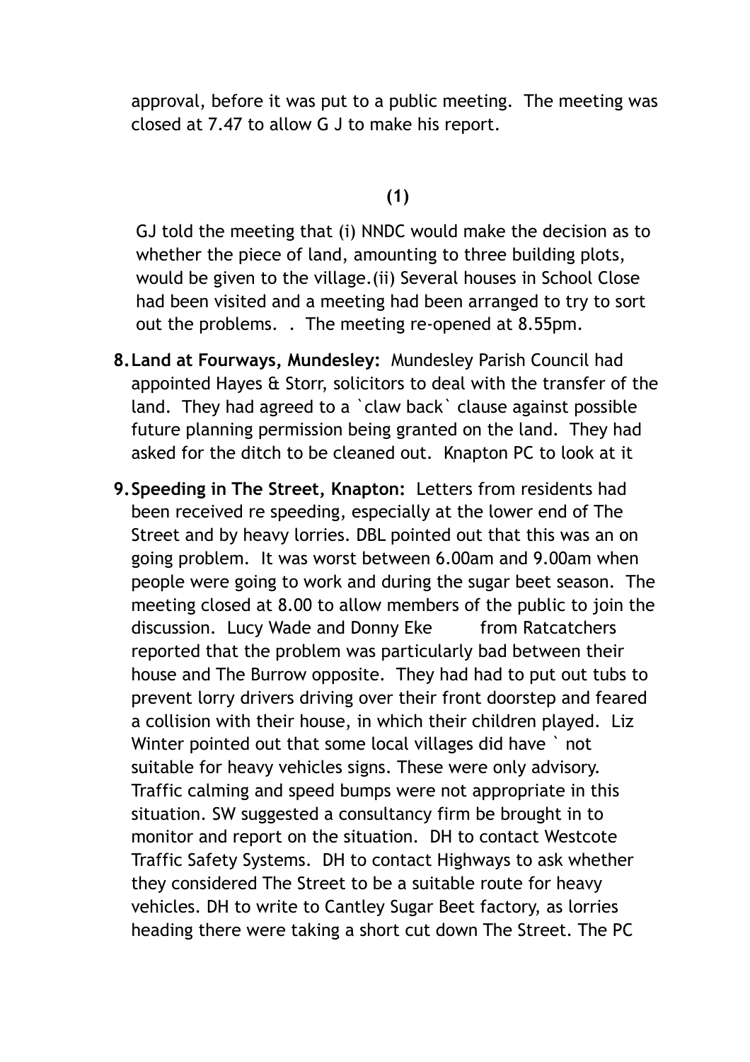approval, before it was put to a public meeting. The meeting was closed at 7.47 to allow G J to make his report.

**(1)**

GJ told the meeting that (i) NNDC would make the decision as to whether the piece of land, amounting to three building plots, would be given to the village.(ii) Several houses in School Close had been visited and a meeting had been arranged to try to sort out the problems. . The meeting re-opened at 8.55pm.

8. **Land at Fourways, Mundesley:** Mundesley Parish Council had appointed Hayes & Storr, solicitors to deal with the transfer of the land. They had agreed to a `claw back` clause against possible future planning permission being granted on the land. They had asked for the ditch to be cleaned out. Knapton PC to look at it

9. **Speeding in The Street, Knapton:** Letters from residents had been received re speeding, especially at the lower end of The Street and by heavy lorries. DBL pointed out that this was an on going problem. It was worst between 6.00am and 9.00am when people were going to work and during the sugar beet season. The meeting closed at 8.00 to allow members of the public to join the discussion. Lucy Wade and Donny Eke from Ratcatchers reported that the problem was particularly bad between their house and The Burrow opposite. They had had to put out tubs to prevent lorry drivers driving over their front doorstep and feared a collision with their house, in which their children played. Liz Winter pointed out that some local villages did have ` not suitable for heavy vehicles signs. These were only advisory. Traffic calming and speed bumps were not appropriate in this situation. SW suggested a consultancy firm be brought in to monitor and report on the situation. DH to contact Westcote Traffic Safety Systems. DH to contact Highways to ask whether they considered The Street to be a suitable route for heavy vehicles. DH to write to Cantley Sugar Beet factory, as lorries heading there were taking a short cut down The Street. The PC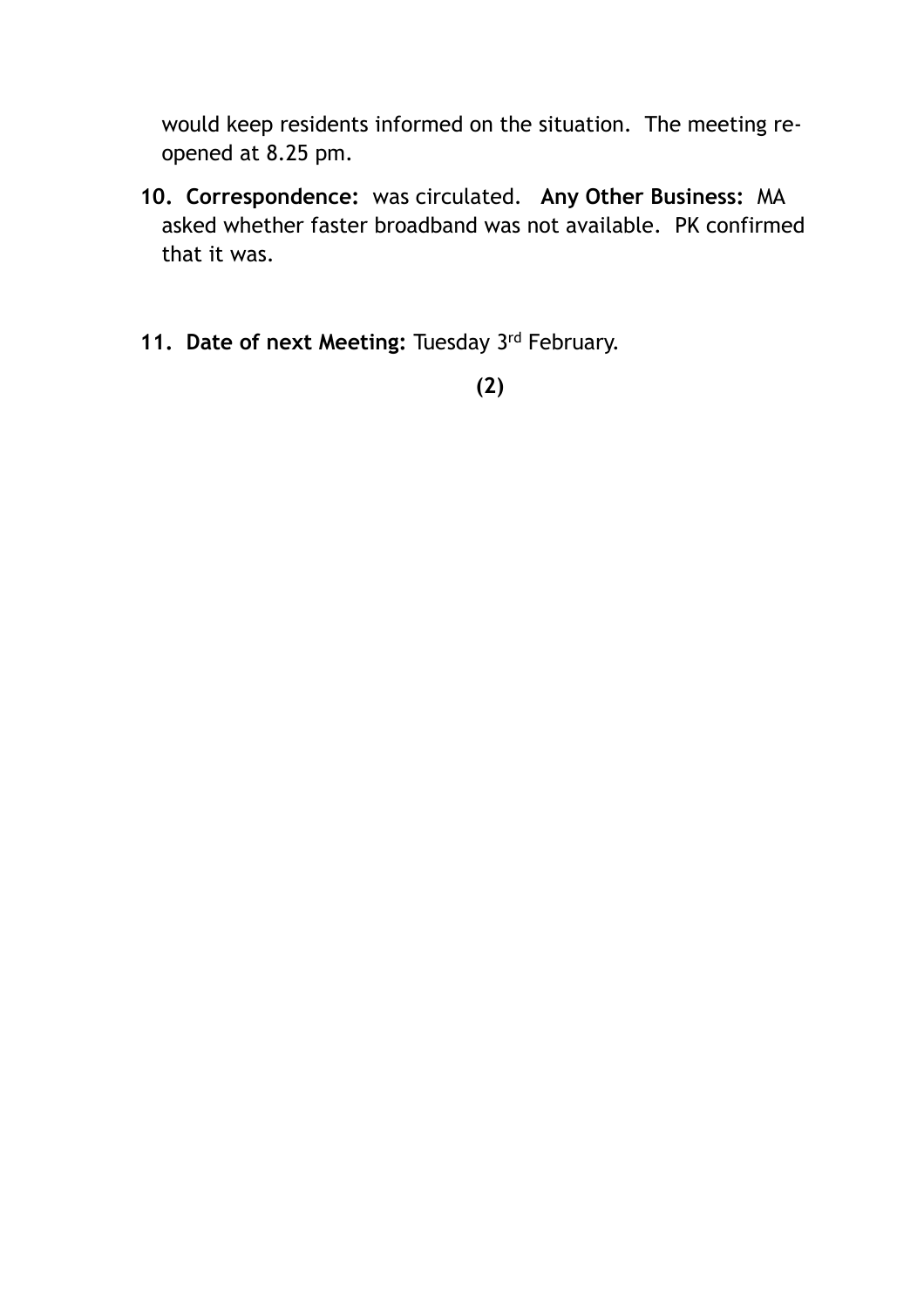would keep residents informed on the situation. The meeting re-opened at 8.25 pm.

10. **Correspondence:** was circulated. **Any Other Business:** MA asked whether faster broadband was not available. PK confirmed that it was.

11. **Date of next Meeting:** Tuesday 3rd February.

**(2)**